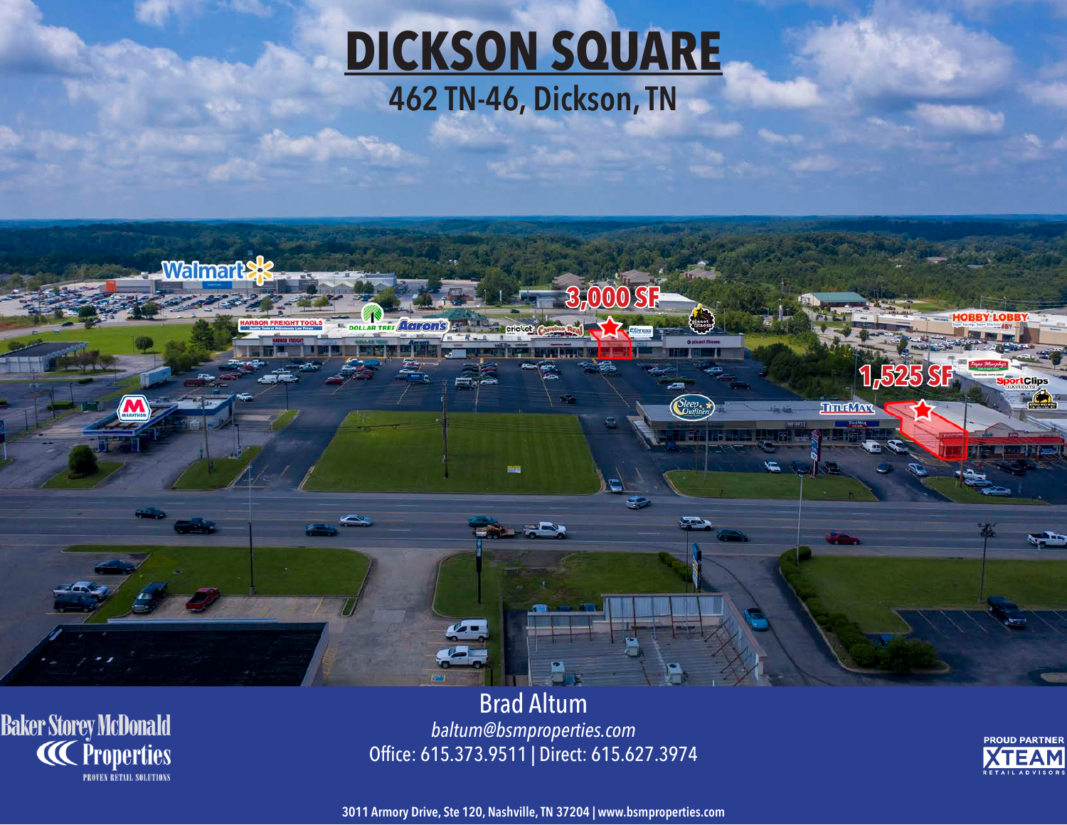# DICKSON SQUARE

## 462 TN-46, Dickson, TN

3,000 SF

1,525 SF

Walmart

Harbor Freight Tools

Dollar Tree

Aaron's

Cricket

Camino Real

Express

Planet Fitness

Hobby Lobby

Papa Murphy's

Sport Clips

Buffalo Wild Wings

Marathon

Sleep Outfitters

TitleMax

Baker Storey McDonald Properties
PROVEN RETAIL SOLUTIONS

Brad Altum
*baltum@bsmproperties.com*
Office: 615.373.9511 | Direct: 615.627.3974

PROUD PARTNER XTEAM RETAIL ADVISORS

3011 Armory Drive, Ste 120, Nashville, TN 37204 | www.bsmproperties.com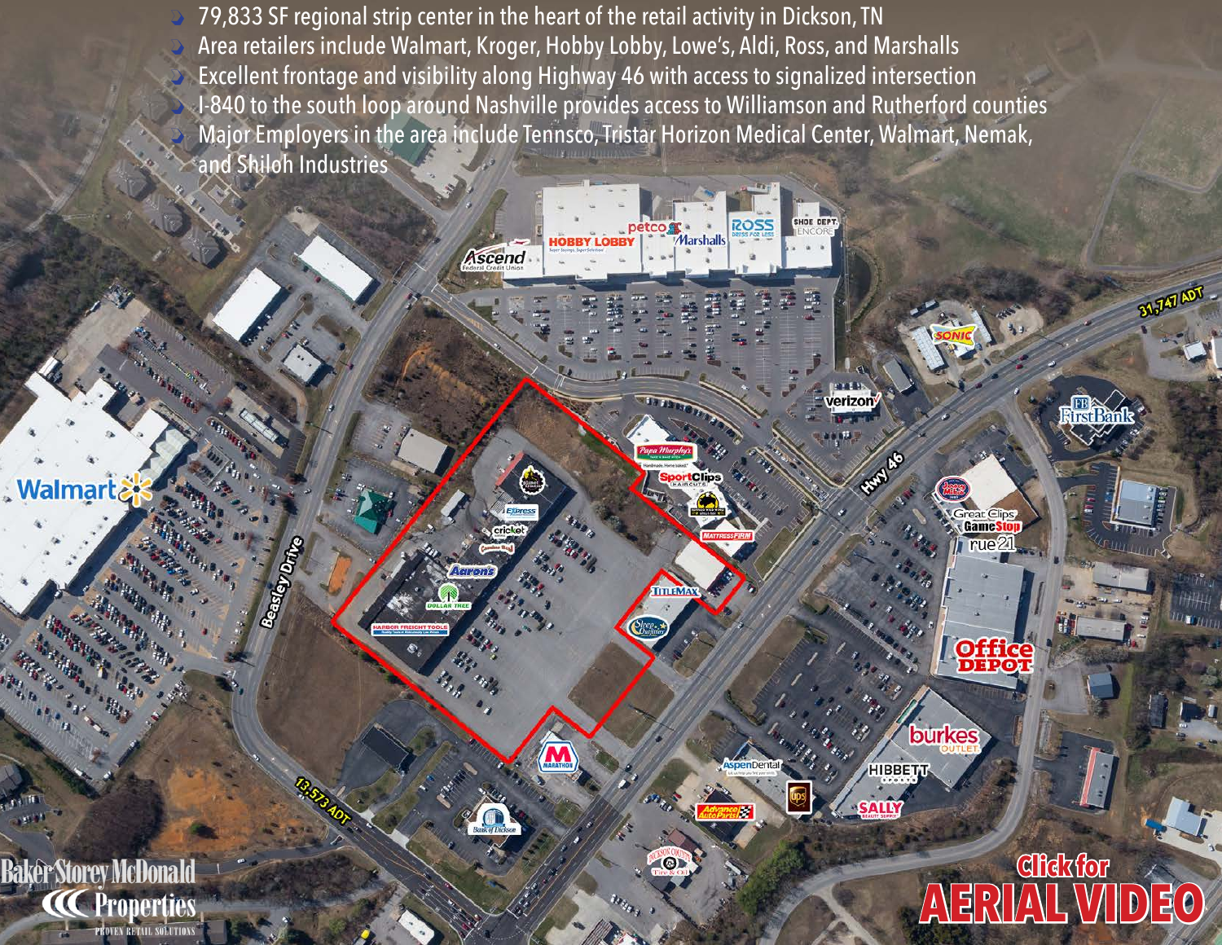- 79,833 SF regional strip center in the heart of the retail activity in Dickson, TN
- Area retailers include Walmart, Kroger, Hobby Lobby, Lowe's, Aldi, Ross, and Marshalls
- Excellent frontage and visibility along Highway 46 with access to signalized intersection
- I-840 to the south loop around Nashville provides access to Williamson and Rutherford counties
- Major Employers in the area include Tennsco, Tristar Horizon Medical Center, Walmart, Nemak, and Shiloh Industries

31,747 ADT

13,573 ADT

Click for **AERIAL VIDEO**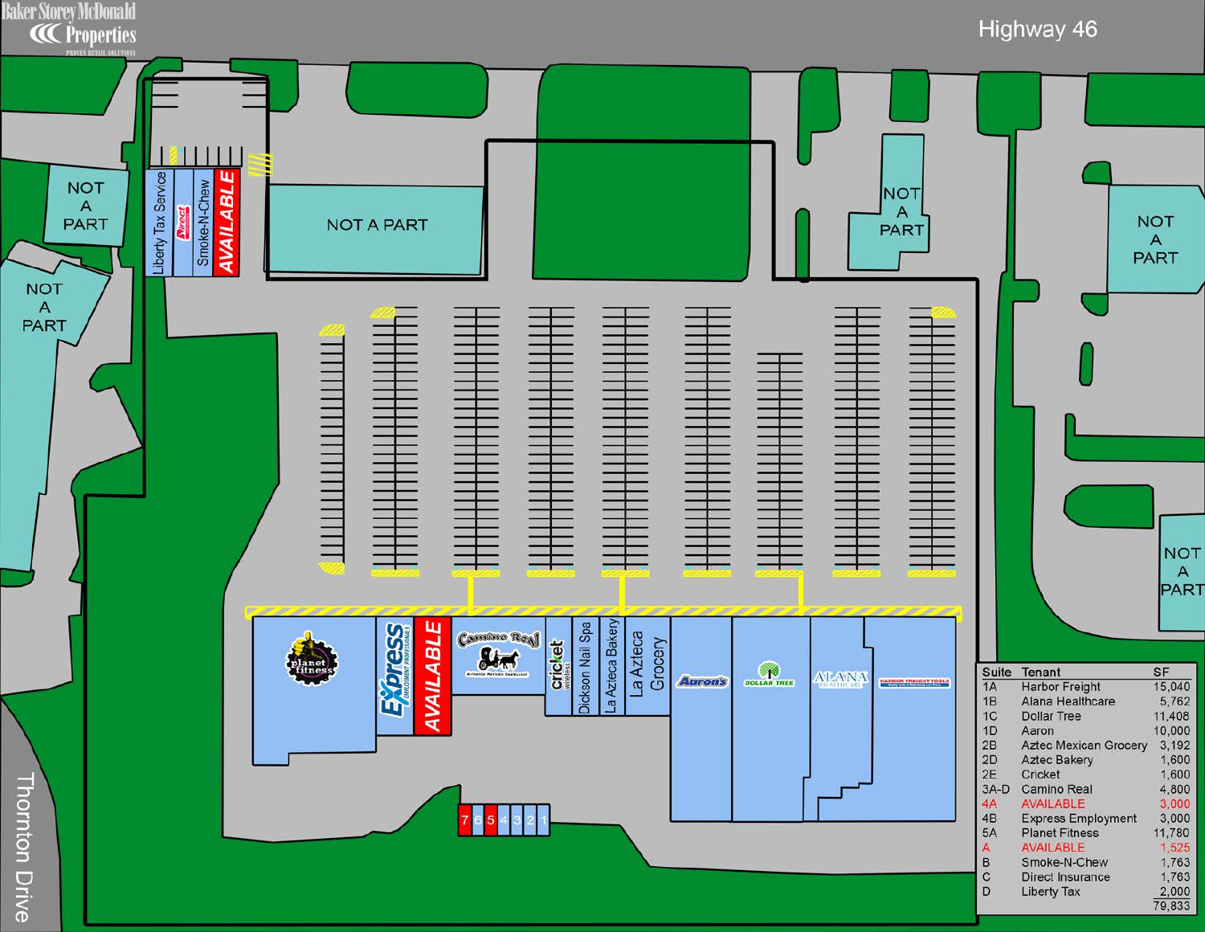Baker Storey McDonald Properties

PROVEN RETAIL SOLUTIONS

Highway 46

Thornton Drive

NOT A PART

NOT A PART

NOT A PART

NOT A PART

NOT A PART

NOT A PART

Liberty Tax Service

Direct

Smoke-N-Chew

AVAILABLE

planet fitness

Express Employment Professionals

AVAILABLE

Camino Real

cricket wireless

Dickson Nail Spa

La Azteca Bakery

La Azteca Grocery

Aaron's

DOLLAR TREE

ALANA HEALTHCARE

HARBOR FREIGHT TOOLS

7 6 5 4 3 2 1

| Suite | Tenant | SF |
|---|---|---|
| 1A | Harbor Freight | 15,040 |
| 1B | Alana Healthcare | 5,762 |
| 1C | Dollar Tree | 11,408 |
| 1D | Aaron | 10,000 |
| 2B | Aztec Mexican Grocery | 3,192 |
| 2D | Aztec Bakery | 1,600 |
| 2E | Cricket | 1,600 |
| 3A-D | Camino Real | 4,800 |
| 4A | AVAILABLE | 3,000 |
| 4B | Express Employment | 3,000 |
| 5A | Planet Fitness | 11,780 |
| A | AVAILABLE | 1,525 |
| B | Smoke-N-Chew | 1,763 |
| C | Direct Insurance | 1,763 |
| D | Liberty Tax | 2,000 |
| | | 79,833 |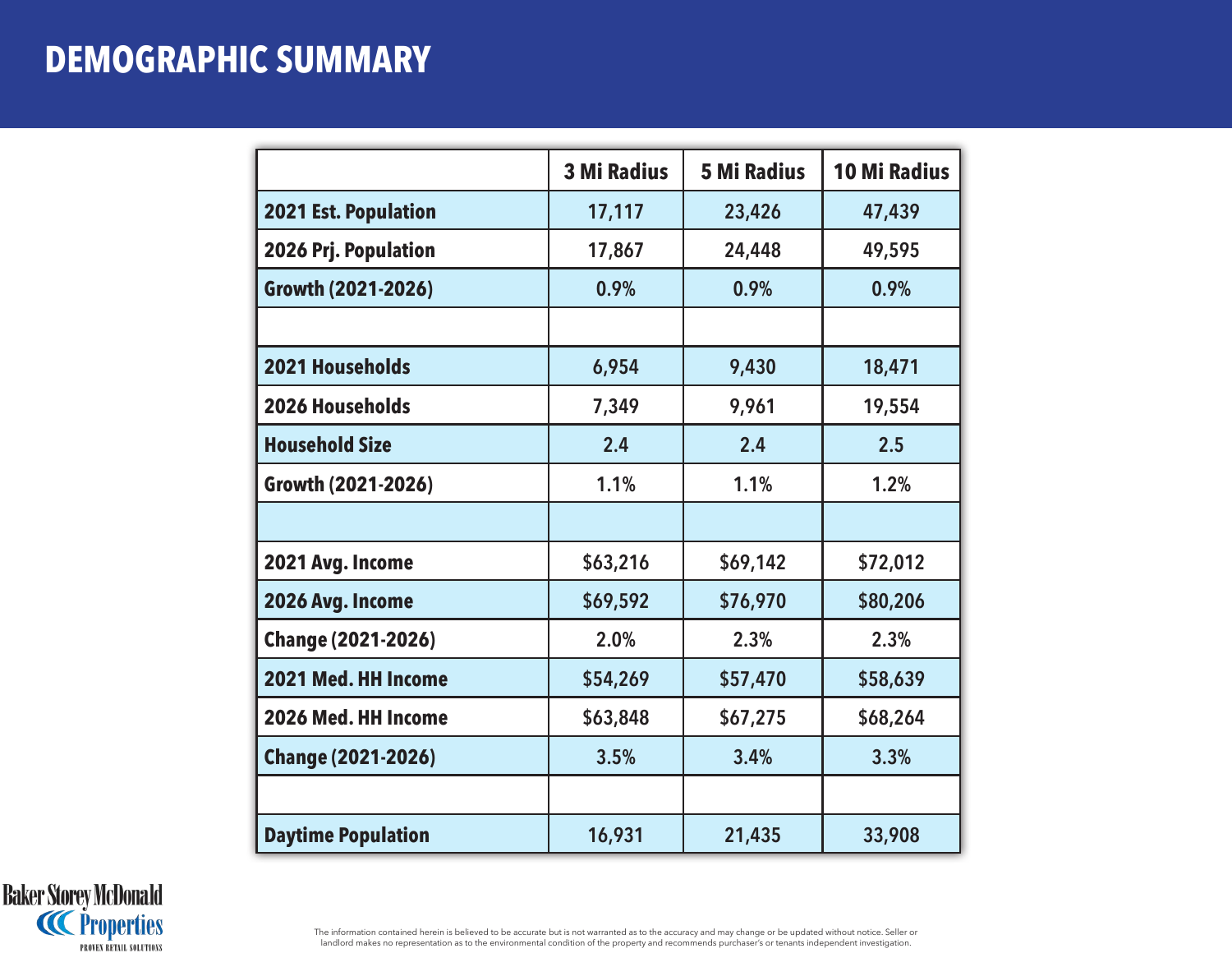# DEMOGRAPHIC SUMMARY

| | 3 Mi Radius | 5 Mi Radius | 10 Mi Radius |
|---|---|---|---|
| **2021 Est. Population** | 17,117 | 23,426 | 47,439 |
| **2026 Prj. Population** | 17,867 | 24,448 | 49,595 |
| **Growth (2021-2026)** | 0.9% | 0.9% | 0.9% |
| | | | |
| **2021 Households** | 6,954 | 9,430 | 18,471 |
| **2026 Households** | 7,349 | 9,961 | 19,554 |
| **Household Size** | 2.4 | 2.4 | 2.5 |
| **Growth (2021-2026)** | 1.1% | 1.1% | 1.2% |
| | | | |
| **2021 Avg. Income** | $63,216 | $69,142 | $72,012 |
| **2026 Avg. Income** | $69,592 | $76,970 | $80,206 |
| **Change (2021-2026)** | 2.0% | 2.3% | 2.3% |
| **2021 Med. HH Income** | $54,269 | $57,470 | $58,639 |
| **2026 Med. HH Income** | $63,848 | $67,275 | $68,264 |
| **Change (2021-2026)** | 3.5% | 3.4% | 3.3% |
| | | | |
| **Daytime Population** | 16,931 | 21,435 | 33,908 |

Baker Storey McDonald Properties
PROVEN RETAIL SOLUTIONS

The information contained herein is believed to be accurate but is not warranted as to the accuracy and may change or be updated without notice. Seller or landlord makes no representation as to the environmental condition of the property and recommends purchaser's or tenants independent investigation.